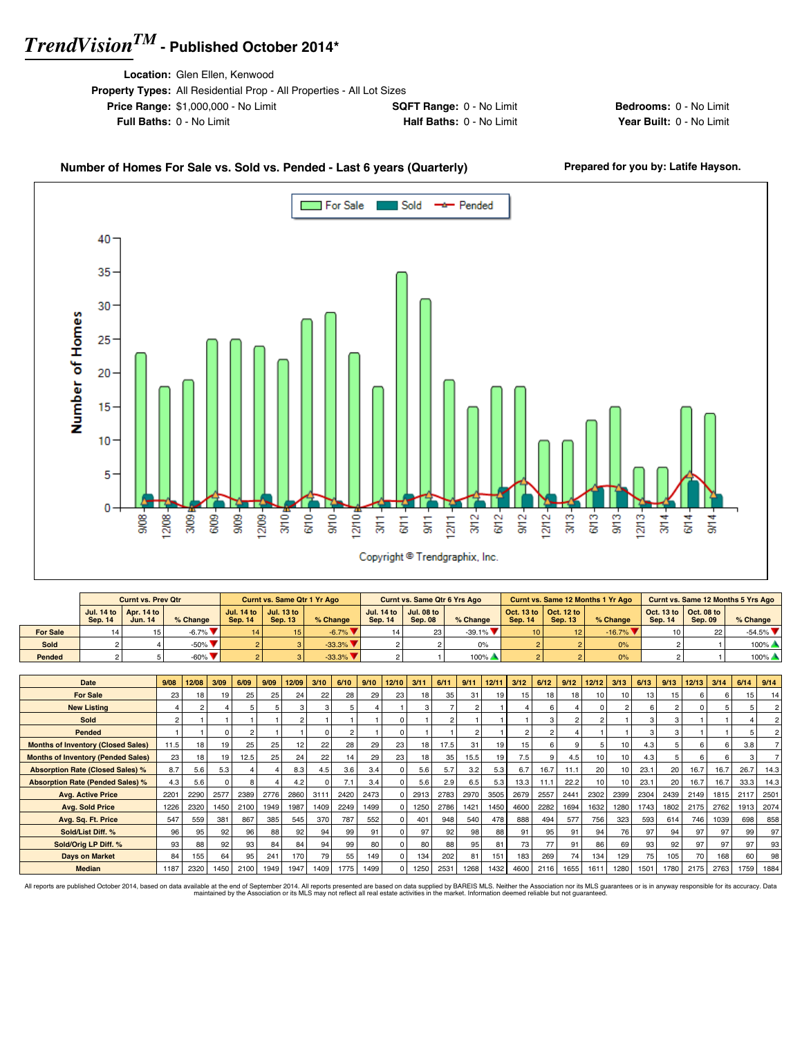# *TrendVision*[TM] - Published October 2014*

**Location:** Glen Ellen, Kenwood
**Property Types:** All Residential Prop - All Properties - All Lot Sizes
**Price Range:** $1,000,000 - No Limit
**SQFT Range:** 0 - No Limit
**Bedrooms:** 0 - No Limit
**Full Baths:** 0 - No Limit
**Half Baths:** 0 - No Limit
**Year Built:** 0 - No Limit

## Number of Homes For Sale vs. Sold vs. Pended - Last 6 years (Quarterly)

**Prepared for you by: Latife Hayson.**

Copyright © Trendgraphix, Inc.

| | Curnt vs. Prev Qtr | | | Curnt vs. Same Qtr 1 Yr Ago | | | Curnt vs. Same Qtr 6 Yrs Ago | | | Curnt vs. Same 12 Months 1 Yr Ago | | | Curnt vs. Same 12 Months 5 Yrs Ago | | |
|---|---|---|---|---|---|---|---|---|---|---|---|---|---|---|---|
| | Jul. 14 to Sep. 14 | Apr. 14 to Jun. 14 | % Change | Jul. 14 to Sep. 14 | Jul. 13 to Sep. 13 | % Change | Jul. 14 to Sep. 14 | Jul. 08 to Sep. 08 | % Change | Oct. 13 to Sep. 14 | Oct. 12 to Sep. 13 | % Change | Oct. 13 to Sep. 14 | Oct. 08 to Sep. 09 | % Change |
| For Sale | 14 | 15 | -6.7% | 14 | 15 | -6.7% | 14 | 23 | -39.1% | 10 | 12 | -16.7% | 10 | 22 | -54.5% |
| Sold | 2 | 4 | -50% | 2 | 3 | -33.3% | 2 | 2 | 0% | 2 | 2 | 0% | 2 | 1 | 100% |
| Pended | 2 | 5 | -60% | 2 | 3 | -33.3% | 2 | 1 | 100% | 2 | 2 | 0% | 2 | 1 | 100% |

| Date | 9/08 | 12/08 | 3/09 | 6/09 | 9/09 | 12/09 | 3/10 | 6/10 | 9/10 | 12/10 | 3/11 | 6/11 | 9/11 | 12/11 | 3/12 | 6/12 | 9/12 | 12/12 | 3/13 | 6/13 | 9/13 | 12/13 | 3/14 | 6/14 | 9/14 |
|---|---|---|---|---|---|---|---|---|---|---|---|---|---|---|---|---|---|---|---|---|---|---|---|---|---|
| For Sale | 23 | 18 | 19 | 25 | 25 | 24 | 22 | 28 | 29 | 23 | 18 | 35 | 31 | 19 | 15 | 18 | 18 | 10 | 10 | 13 | 15 | 6 | 6 | 15 | 14 |
| New Listing | 4 | 2 | 4 | 5 | 5 | 3 | 3 | 5 | 4 | 1 | 3 | 7 | 2 | 1 | 4 | 6 | 4 | 0 | 2 | 6 | 2 | 0 | 5 | 5 | 2 |
| Sold | 2 | 1 | 1 | 1 | 1 | 2 | 1 | 1 | 1 | 0 | 1 | 2 | 1 | 1 | 1 | 3 | 2 | 2 | 1 | 3 | 3 | 1 | 1 | 4 | 2 |
| Pended | 1 | 1 | 0 | 2 | 1 | 1 | 0 | 2 | 1 | 0 | 1 | 1 | 2 | 1 | 2 | 2 | 4 | 1 | 1 | 3 | 3 | 1 | 1 | 5 | 2 |
| Months of Inventory (Closed Sales) | 11.5 | 18 | 19 | 25 | 25 | 12 | 22 | 28 | 29 | 23 | 18 | 17.5 | 31 | 19 | 15 | 6 | 9 | 5 | 10 | 4.3 | 5 | 6 | 6 | 3.8 | 7 |
| Months of Inventory (Pended Sales) | 23 | 18 | 19 | 12.5 | 25 | 24 | 22 | 14 | 29 | 23 | 18 | 35 | 15.5 | 19 | 7.5 | 9 | 4.5 | 10 | 10 | 4.3 | 5 | 6 | 6 | 3 | 7 |
| Absorption Rate (Closed Sales) % | 8.7 | 5.6 | 5.3 | 4 | 4 | 8.3 | 4.5 | 3.6 | 3.4 | 0 | 5.6 | 5.7 | 3.2 | 5.3 | 6.7 | 16.7 | 11.1 | 20 | 10 | 23.1 | 20 | 16.7 | 16.7 | 26.7 | 14.3 |
| Absorption Rate (Pended Sales) % | 4.3 | 5.6 | 0 | 8 | 4 | 4.2 | 0 | 7.1 | 3.4 | 0 | 5.6 | 2.9 | 6.5 | 5.3 | 13.3 | 11.1 | 22.2 | 10 | 10 | 23.1 | 20 | 16.7 | 16.7 | 33.3 | 14.3 |
| Avg. Active Price | 2201 | 2290 | 2577 | 2389 | 2776 | 2860 | 3111 | 2420 | 2473 | 0 | 2913 | 2783 | 2970 | 3505 | 2679 | 2557 | 2441 | 2302 | 2399 | 2304 | 2439 | 2149 | 1815 | 2117 | 2501 |
| Avg. Sold Price | 1226 | 2320 | 1450 | 2100 | 1949 | 1987 | 1409 | 2249 | 1499 | 0 | 1250 | 2786 | 1421 | 1450 | 4600 | 2282 | 1694 | 1632 | 1280 | 1743 | 1802 | 2175 | 2762 | 1913 | 2074 |
| Avg. Sq. Ft. Price | 547 | 559 | 381 | 867 | 385 | 545 | 370 | 787 | 552 | 0 | 401 | 948 | 540 | 478 | 888 | 494 | 577 | 756 | 323 | 593 | 614 | 746 | 1039 | 698 | 858 |
| Sold/List Diff. % | 96 | 95 | 92 | 96 | 88 | 92 | 94 | 99 | 91 | 0 | 97 | 92 | 98 | 88 | 91 | 95 | 91 | 94 | 76 | 97 | 94 | 97 | 97 | 99 | 97 |
| Sold/Orig LP Diff. % | 93 | 88 | 92 | 93 | 84 | 84 | 94 | 99 | 80 | 0 | 80 | 88 | 95 | 81 | 73 | 77 | 91 | 86 | 69 | 93 | 92 | 97 | 97 | 97 | 93 |
| Days on Market | 84 | 155 | 64 | 95 | 241 | 170 | 79 | 55 | 149 | 0 | 134 | 202 | 81 | 151 | 183 | 269 | 74 | 134 | 129 | 75 | 105 | 70 | 168 | 60 | 98 |
| Median | 1187 | 2320 | 1450 | 2100 | 1949 | 1947 | 1409 | 1775 | 1499 | 0 | 1250 | 2531 | 1268 | 1432 | 4600 | 2116 | 1655 | 1611 | 1280 | 1501 | 1780 | 2175 | 2763 | 1759 | 1884 |

All reports are published October 2014, based on data available at the end of September 2014. All reports presented are based on data supplied by BAREIS MLS. Neither the Association nor its MLS guarantees or is in anyway responsible for its accuracy. Data maintained by the Association or its MLS may not reflect all real estate activities in the market. Information deemed reliable but not guaranteed.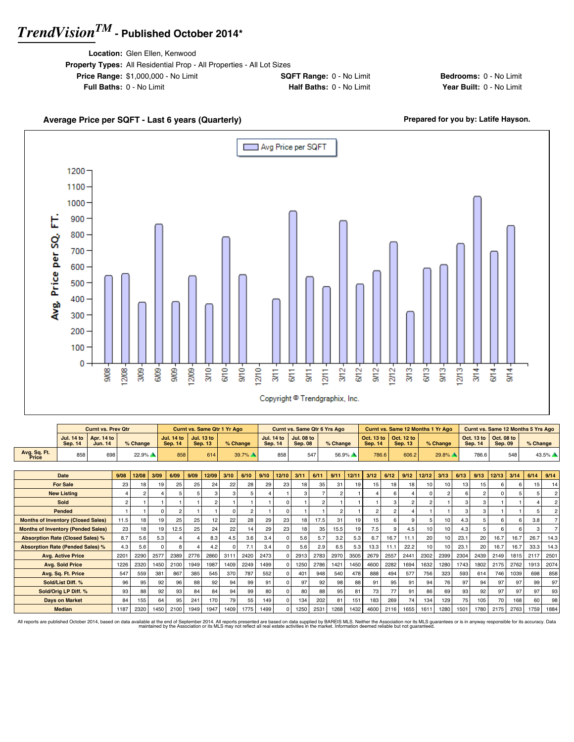# *TrendVision™* - Published October 2014*

**Location:** Glen Ellen, Kenwood
**Property Types:** All Residential Prop - All Properties - All Lot Sizes
**Price Range:** $1,000,000 - No Limit
**SQFT Range:** 0 - No Limit
**Bedrooms:** 0 - No Limit
**Full Baths:** 0 - No Limit
**Half Baths:** 0 - No Limit
**Year Built:** 0 - No Limit

**Average Price per SQFT - Last 6 years (Quarterly)**

**Prepared for you by: Latife Hayson.**

Copyright © Trendgraphix, Inc.

| | Curnt vs. Prev Qtr | | | Curnt vs. Same Qtr 1 Yr Ago | | | Curnt vs. Same Qtr 6 Yrs Ago | | | Curnt vs. Same 12 Months 1 Yr Ago | | | Curnt vs. Same 12 Months 5 Yrs Ago | | |
|---|---|---|---|---|---|---|---|---|---|---|---|---|---|---|---|
| | Jul. 14 to Sep. 14 | Apr. 14 to Jun. 14 | % Change | Jul. 14 to Sep. 14 | Jul. 13 to Sep. 13 | % Change | Jul. 14 to Sep. 14 | Jul. 08 to Sep. 08 | % Change | Oct. 13 to Sep. 14 | Oct. 12 to Sep. 13 | % Change | Oct. 13 to Sep. 14 | Oct. 08 to Sep. 09 | % Change |
| Avg. Sq. Ft. Price | 858 | 698 | 22.9% | 858 | 614 | 39.7% | 858 | 547 | 56.9% | 786.6 | 606.2 | 29.8% | 786.6 | 548 | 43.5% |

| Date | 9/08 | 12/08 | 3/09 | 6/09 | 9/09 | 12/09 | 3/10 | 6/10 | 9/10 | 12/10 | 3/11 | 6/11 | 9/11 | 12/11 | 3/12 | 6/12 | 9/12 | 12/12 | 3/13 | 6/13 | 9/13 | 12/13 | 3/14 | 6/14 | 9/14 |
|---|---|---|---|---|---|---|---|---|---|---|---|---|---|---|---|---|---|---|---|---|---|---|---|---|---|
| For Sale | 23 | 18 | 19 | 25 | 25 | 24 | 22 | 28 | 29 | 23 | 18 | 35 | 31 | 19 | 15 | 18 | 18 | 10 | 10 | 13 | 15 | 6 | 6 | 15 | 14 |
| New Listing | 4 | 2 | 4 | 5 | 5 | 3 | 3 | 5 | 4 | 1 | 3 | 7 | 2 | 1 | 4 | 6 | 4 | 0 | 2 | 6 | 2 | 0 | 5 | 5 | 2 |
| Sold | 2 | 1 | 1 | 1 | 1 | 2 | 1 | 1 | 1 | 0 | 1 | 2 | 1 | 1 | 1 | 3 | 2 | 2 | 1 | 3 | 3 | 1 | 1 | 4 | 2 |
| Pended | 1 | 1 | 0 | 2 | 1 | 1 | 0 | 2 | 1 | 0 | 1 | 1 | 2 | 1 | 2 | 2 | 4 | 1 | 1 | 3 | 3 | 1 | 1 | 5 | 2 |
| Months of Inventory (Closed Sales) | 11.5 | 18 | 19 | 25 | 25 | 12 | 22 | 28 | 29 | 23 | 18 | 17.5 | 31 | 19 | 15 | 6 | 9 | 5 | 10 | 4.3 | 5 | 6 | 6 | 3.8 | 7 |
| Months of Inventory (Pended Sales) | 23 | 18 | 19 | 12.5 | 25 | 24 | 22 | 14 | 29 | 23 | 18 | 35 | 15.5 | 19 | 7.5 | 9 | 4.5 | 10 | 10 | 4.3 | 5 | 6 | 6 | 3 | 7 |
| Absorption Rate (Closed Sales) % | 8.7 | 5.6 | 5.3 | 4 | 4 | 8.3 | 4.5 | 3.6 | 3.4 | 0 | 5.6 | 5.7 | 3.2 | 5.3 | 6.7 | 16.7 | 11.1 | 20 | 10 | 23.1 | 20 | 16.7 | 16.7 | 26.7 | 14.3 |
| Absorption Rate (Pended Sales) % | 4.3 | 5.6 | 0 | 8 | 4 | 4.2 | 0 | 7.1 | 3.4 | 0 | 5.6 | 2.9 | 6.5 | 5.3 | 13.3 | 11.1 | 22.2 | 10 | 10 | 23.1 | 20 | 16.7 | 16.7 | 33.3 | 14.3 |
| Avg. Active Price | 2201 | 2290 | 2577 | 2389 | 2776 | 2860 | 3111 | 2420 | 2473 | 0 | 2913 | 2783 | 2970 | 3505 | 2679 | 2557 | 2441 | 2302 | 2399 | 2304 | 2439 | 2149 | 1815 | 2117 | 2501 |
| Avg. Sold Price | 1226 | 2320 | 1450 | 2100 | 1949 | 1987 | 1409 | 2249 | 1499 | 0 | 1250 | 2786 | 1421 | 1450 | 4600 | 2282 | 1694 | 1632 | 1280 | 1743 | 1802 | 2175 | 2762 | 1913 | 2074 |
| Avg. Sq. Ft. Price | 547 | 559 | 381 | 867 | 385 | 545 | 370 | 787 | 552 | 0 | 401 | 948 | 540 | 478 | 888 | 494 | 577 | 756 | 323 | 593 | 614 | 746 | 1039 | 698 | 858 |
| Sold/List Diff. % | 96 | 95 | 92 | 96 | 88 | 92 | 94 | 99 | 91 | 0 | 97 | 92 | 98 | 88 | 91 | 95 | 91 | 94 | 76 | 97 | 94 | 97 | 97 | 99 | 97 |
| Sold/Orig LP Diff. % | 93 | 88 | 92 | 93 | 84 | 84 | 94 | 99 | 80 | 0 | 80 | 88 | 95 | 81 | 73 | 77 | 91 | 86 | 69 | 93 | 92 | 97 | 97 | 97 | 93 |
| Days on Market | 84 | 155 | 64 | 95 | 241 | 170 | 79 | 55 | 149 | 0 | 134 | 202 | 81 | 151 | 183 | 269 | 74 | 134 | 129 | 75 | 105 | 70 | 168 | 60 | 98 |
| Median | 1187 | 2320 | 1450 | 2100 | 1949 | 1947 | 1409 | 1775 | 1499 | 0 | 1250 | 2531 | 1268 | 1432 | 4600 | 2116 | 1655 | 1611 | 1280 | 1501 | 1780 | 2175 | 2763 | 1759 | 1884 |

All reports are published October 2014, based on data available at the end of September 2014. All reports presented are based on data supplied by BAREIS MLS. Neither the Association nor its MLS guarantees or is in anyway responsible for its accuracy. Data maintained by the Association or its MLS may not reflect all real estate activities in the market. Information deemed reliable but not guaranteed.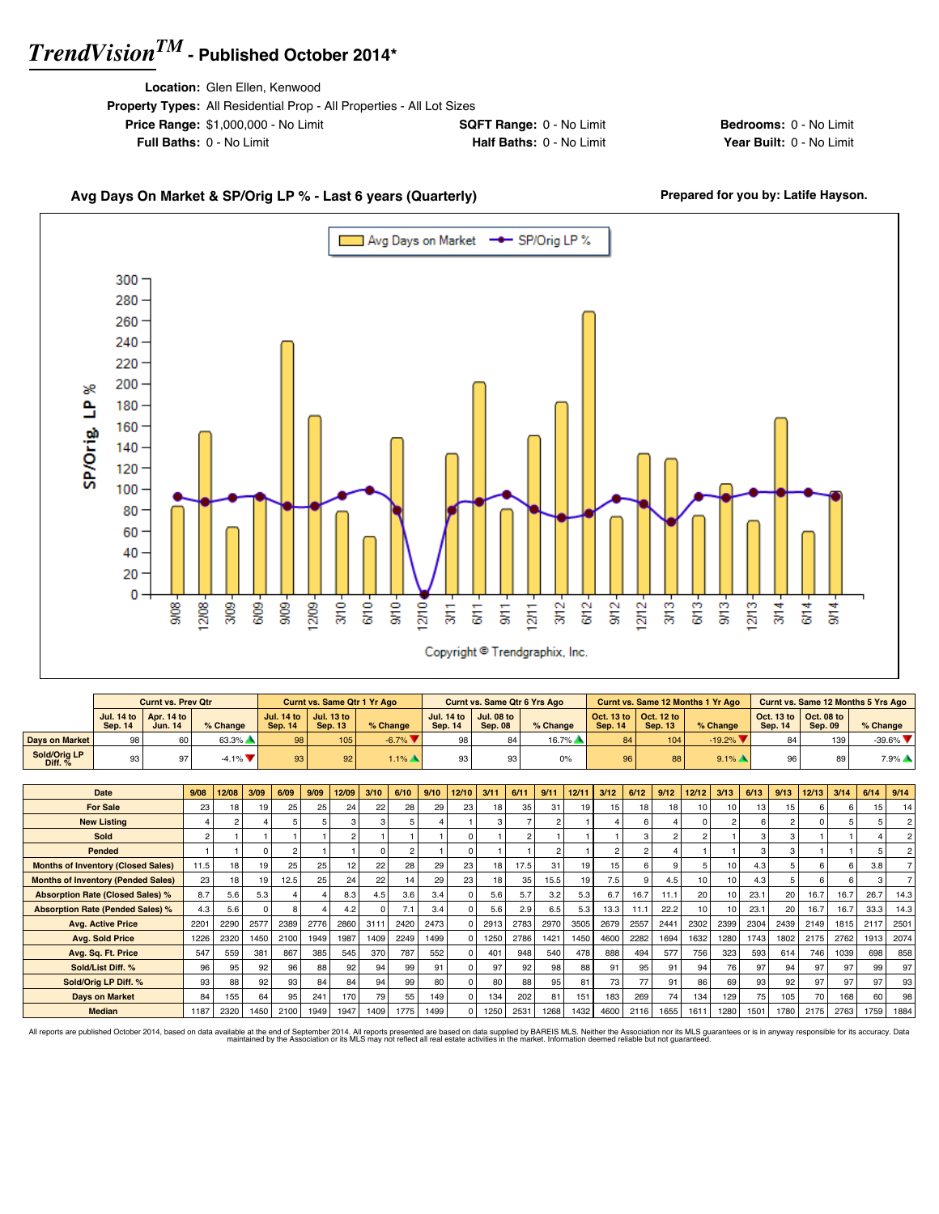# TrendVision[TM] - Published October 2014*

**Location:** Glen Ellen, Kenwood
**Property Types:** All Residential Prop - All Properties - All Lot Sizes
**Price Range:** $1,000,000 - No Limit
**SQFT Range:** 0 - No Limit
**Bedrooms:** 0 - No Limit
**Full Baths:** 0 - No Limit
**Half Baths:** 0 - No Limit
**Year Built:** 0 - No Limit

## Avg Days On Market & SP/Orig LP % - Last 6 years (Quarterly)

**Prepared for you by: Latife Hayson.**

Avg Days on Market — SP/Orig LP %

Copyright © Trendgraphix, Inc.

| | Curnt vs. Prev Qtr | | | Curnt vs. Same Qtr 1 Yr Ago | | | Curnt vs. Same Qtr 6 Yrs Ago | | | Curnt vs. Same 12 Months 1 Yr Ago | | | Curnt vs. Same 12 Months 5 Yrs Ago | | |
|---|---|---|---|---|---|---|---|---|---|---|---|---|---|---|---|
| | Jul. 14 to Sep. 14 | Apr. 14 to Jun. 14 | % Change | Jul. 14 to Sep. 14 | Jul. 13 to Sep. 13 | % Change | Jul. 14 to Sep. 14 | Jul. 08 to Sep. 08 | % Change | Oct. 13 to Sep. 14 | Oct. 12 to Sep. 13 | % Change | Oct. 13 to Sep. 14 | Oct. 08 to Sep. 09 | % Change |
| Days on Market | 98 | 60 | 63.3% ▲ | 98 | 105 | -6.7% ▼ | 98 | 84 | 16.7% ▲ | 84 | 104 | -19.2% ▼ | 84 | 139 | -39.6% ▼ |
| Sold/Orig LP Diff. % | 93 | 97 | -4.1% ▼ | 93 | 92 | 1.1% ▲ | 93 | 93 | 0% | 96 | 88 | 9.1% ▲ | 96 | 89 | 7.9% ▲ |

| Date | 9/08 | 12/08 | 3/09 | 6/09 | 9/09 | 12/09 | 3/10 | 6/10 | 9/10 | 12/10 | 3/11 | 6/11 | 9/11 | 12/11 | 3/12 | 6/12 | 9/12 | 12/12 | 3/13 | 6/13 | 9/13 | 12/13 | 3/14 | 6/14 | 9/14 |
|---|---|---|---|---|---|---|---|---|---|---|---|---|---|---|---|---|---|---|---|---|---|---|---|---|---|
| For Sale | 23 | 18 | 19 | 25 | 25 | 24 | 22 | 28 | 29 | 23 | 18 | 35 | 31 | 19 | 15 | 18 | 18 | 10 | 10 | 13 | 15 | 6 | 6 | 15 | 14 |
| New Listing | 4 | 2 | 4 | 5 | 5 | 3 | 3 | 5 | 4 | 1 | 3 | 7 | 2 | 1 | 4 | 6 | 4 | 0 | 2 | 6 | 2 | 0 | 5 | 5 | 2 |
| Sold | 2 | 1 | 1 | 1 | 1 | 2 | 1 | 1 | 1 | 0 | 1 | 2 | 1 | 1 | 1 | 3 | 2 | 2 | 1 | 3 | 3 | 1 | 1 | 4 | 2 |
| Pended | 1 | 1 | 0 | 2 | 1 | 1 | 0 | 2 | 1 | 0 | 1 | 1 | 2 | 1 | 2 | 2 | 4 | 1 | 1 | 3 | 3 | 1 | 1 | 5 | 2 |
| Months of Inventory (Closed Sales) | 11.5 | 18 | 19 | 25 | 25 | 12 | 22 | 28 | 29 | 23 | 18 | 17.5 | 31 | 19 | 15 | 6 | 9 | 5 | 10 | 4.3 | 5 | 6 | 6 | 3.8 | 7 |
| Months of Inventory (Pended Sales) | 23 | 18 | 19 | 12.5 | 25 | 24 | 22 | 14 | 29 | 23 | 18 | 35 | 15.5 | 19 | 7.5 | 9 | 4.5 | 10 | 10 | 4.3 | 5 | 6 | 6 | 3 | 7 |
| Absorption Rate (Closed Sales) % | 8.7 | 5.6 | 5.3 | 4 | 4 | 8.3 | 4.5 | 3.6 | 3.4 | 0 | 5.6 | 5.7 | 3.2 | 5.3 | 6.7 | 16.7 | 11.1 | 20 | 10 | 23.1 | 20 | 16.7 | 16.7 | 26.7 | 14.3 |
| Absorption Rate (Pended Sales) % | 4.3 | 5.6 | 0 | 8 | 4 | 4.2 | 0 | 7.1 | 3.4 | 0 | 5.6 | 2.9 | 6.5 | 5.3 | 13.3 | 11.1 | 22.2 | 10 | 10 | 23.1 | 20 | 16.7 | 16.7 | 33.3 | 14.3 |
| Avg. Active Price | 2201 | 2290 | 2577 | 2389 | 2776 | 2860 | 3111 | 2420 | 2473 | 0 | 2913 | 2783 | 2970 | 3505 | 2679 | 2557 | 2441 | 2302 | 2399 | 2304 | 2439 | 2149 | 1815 | 2117 | 2501 |
| Avg. Sold Price | 1226 | 2320 | 1450 | 2100 | 1949 | 1987 | 1409 | 2249 | 1499 | 0 | 1250 | 2786 | 1421 | 1450 | 4600 | 2282 | 1694 | 1632 | 1280 | 1743 | 1802 | 2175 | 2762 | 1913 | 2074 |
| Avg. Sq. Ft. Price | 547 | 559 | 381 | 867 | 385 | 545 | 370 | 787 | 552 | 0 | 401 | 948 | 540 | 478 | 888 | 494 | 577 | 756 | 323 | 593 | 614 | 746 | 1039 | 698 | 858 |
| Sold/List Diff. % | 96 | 95 | 92 | 96 | 88 | 92 | 94 | 99 | 91 | 0 | 97 | 92 | 98 | 88 | 91 | 95 | 91 | 94 | 76 | 97 | 94 | 97 | 97 | 99 | 97 |
| Sold/Orig LP Diff. % | 93 | 88 | 92 | 93 | 84 | 84 | 94 | 99 | 80 | 0 | 80 | 88 | 95 | 81 | 73 | 77 | 91 | 86 | 69 | 93 | 92 | 97 | 97 | 97 | 93 |
| Days on Market | 84 | 155 | 64 | 95 | 241 | 170 | 79 | 55 | 149 | 0 | 134 | 202 | 81 | 151 | 183 | 269 | 74 | 134 | 129 | 75 | 105 | 70 | 168 | 60 | 98 |
| Median | 1187 | 2320 | 1450 | 2100 | 1949 | 1947 | 1409 | 1775 | 1499 | 0 | 1250 | 2531 | 1268 | 1432 | 4600 | 2116 | 1655 | 1611 | 1280 | 1501 | 1780 | 2175 | 2763 | 1759 | 1884 |

All reports are published October 2014, based on data available at the end of September 2014. All reports presented are based on data supplied by BAREIS MLS. Neither the Association nor its MLS guarantees or is in anyway responsible for its accuracy. Data maintained by the Association or its MLS may not reflect all real estate activities in the market. Information deemed reliable but not guaranteed.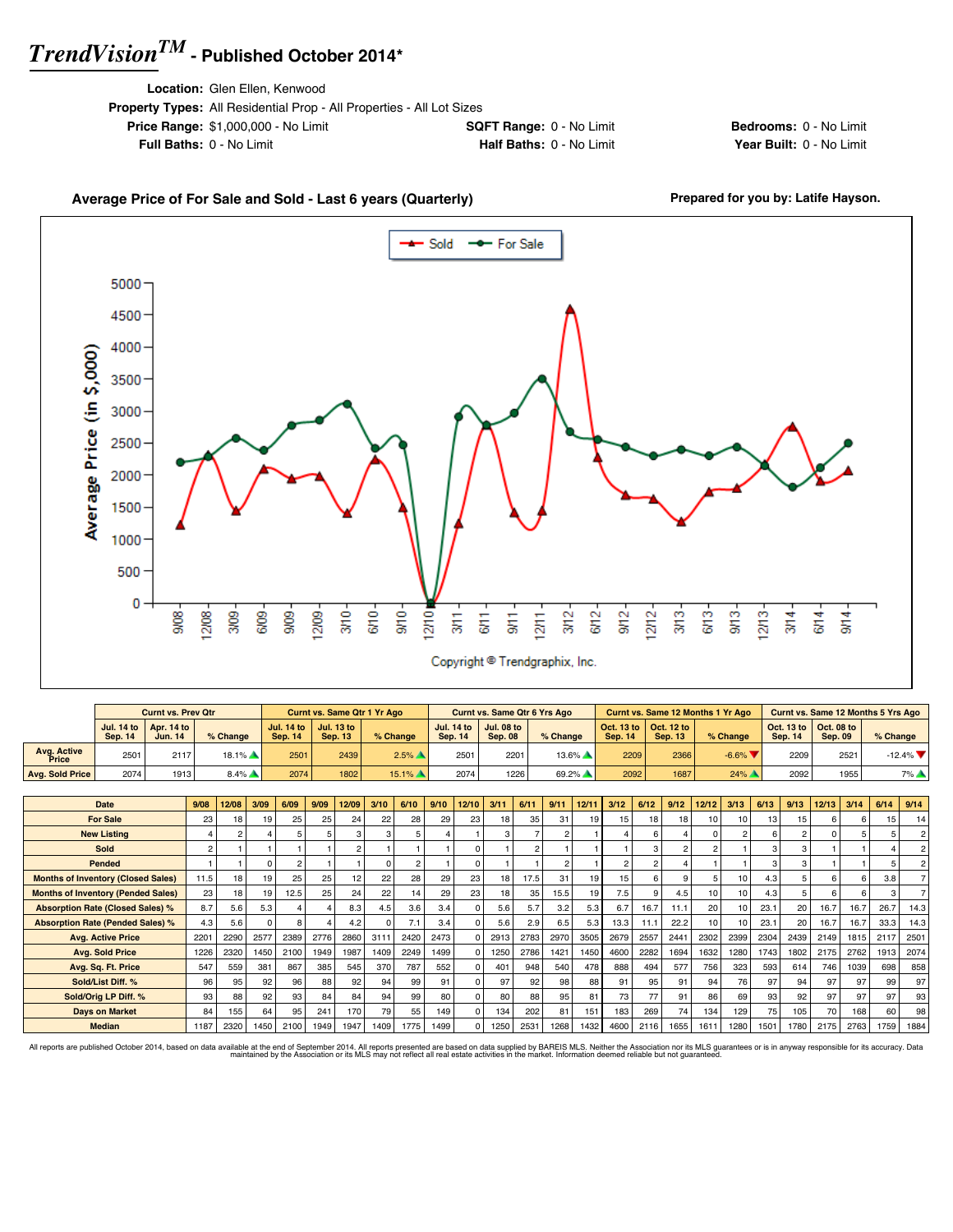# *TrendVision™* - Published October 2014*

**Location:** Glen Ellen, Kenwood
**Property Types:** All Residential Prop - All Properties - All Lot Sizes
**Price Range:** $1,000,000 - No Limit | **SQFT Range:** 0 - No Limit | **Bedrooms:** 0 - No Limit
**Full Baths:** 0 - No Limit | **Half Baths:** 0 - No Limit | **Year Built:** 0 - No Limit

**Average Price of For Sale and Sold - Last 6 years (Quarterly)**

**Prepared for you by: Latife Hayson.**

Copyright © Trendgraphix, Inc.

| | Curnt vs. Prev Qtr | | | Curnt vs. Same Qtr 1 Yr Ago | | | Curnt vs. Same Qtr 6 Yrs Ago | | | Curnt vs. Same 12 Months 1 Yr Ago | | | Curnt vs. Same 12 Months 5 Yrs Ago | | |
|---|---|---|---|---|---|---|---|---|---|---|---|---|---|---|---|
| | Jul. 14 to Sep. 14 | Apr. 14 to Jun. 14 | % Change | Jul. 14 to Sep. 14 | Jul. 13 to Sep. 13 | % Change | Jul. 14 to Sep. 14 | Jul. 08 to Sep. 08 | % Change | Oct. 13 to Sep. 14 | Oct. 12 to Sep. 13 | % Change | Oct. 13 to Sep. 14 | Oct. 08 to Sep. 09 | % Change |
| Avg. Active Price | 2501 | 2117 | 18.1% ▲ | 2501 | 2439 | 2.5% ▲ | 2501 | 2201 | 13.6% ▲ | 2209 | 2366 | -6.6% ▼ | 2209 | 2521 | -12.4% ▼ |
| Avg. Sold Price | 2074 | 1913 | 8.4% ▲ | 2074 | 1802 | 15.1% ▲ | 2074 | 1226 | 69.2% ▲ | 2092 | 1687 | 24% ▲ | 2092 | 1955 | 7% ▲ |

| Date | 9/08 | 12/08 | 3/09 | 6/09 | 9/09 | 12/09 | 3/10 | 6/10 | 9/10 | 12/10 | 3/11 | 6/11 | 9/11 | 12/11 | 3/12 | 6/12 | 9/12 | 12/12 | 3/13 | 6/13 | 9/13 | 12/13 | 3/14 | 6/14 | 9/14 |
|---|---|---|---|---|---|---|---|---|---|---|---|---|---|---|---|---|---|---|---|---|---|---|---|---|---|
| For Sale | 23 | 18 | 19 | 25 | 25 | 24 | 22 | 28 | 29 | 23 | 18 | 35 | 31 | 19 | 15 | 18 | 18 | 10 | 10 | 13 | 15 | 6 | 6 | 15 | 14 |
| New Listing | 4 | 2 | 4 | 5 | 5 | 3 | 3 | 5 | 4 | 1 | 3 | 7 | 2 | 1 | 4 | 6 | 4 | 0 | 2 | 6 | 2 | 0 | 5 | 5 | 2 |
| Sold | 2 | 1 | 1 | 1 | 1 | 2 | 1 | 1 | 1 | 0 | 1 | 2 | 1 | 1 | 1 | 3 | 2 | 2 | 1 | 3 | 3 | 1 | 1 | 4 | 2 |
| Pended | 1 | 1 | 0 | 2 | 1 | 1 | 0 | 2 | 1 | 0 | 1 | 1 | 2 | 1 | 2 | 2 | 4 | 1 | 1 | 3 | 3 | 1 | 1 | 5 | 2 |
| Months of Inventory (Closed Sales) | 11.5 | 18 | 19 | 25 | 25 | 12 | 22 | 28 | 29 | 23 | 18 | 17.5 | 31 | 19 | 15 | 6 | 9 | 5 | 10 | 4.3 | 5 | 6 | 6 | 3.8 | 7 |
| Months of Inventory (Pended Sales) | 23 | 18 | 19 | 12.5 | 25 | 24 | 22 | 14 | 29 | 23 | 18 | 35 | 15.5 | 19 | 7.5 | 9 | 4.5 | 10 | 10 | 4.3 | 5 | 6 | 6 | 3 | 7 |
| Absorption Rate (Closed Sales) % | 8.7 | 5.6 | 5.3 | 4 | 4 | 8.3 | 4.5 | 3.6 | 3.4 | 0 | 5.6 | 5.7 | 3.2 | 5.3 | 6.7 | 16.7 | 11.1 | 20 | 10 | 23.1 | 20 | 16.7 | 16.7 | 26.7 | 14.3 |
| Absorption Rate (Pended Sales) % | 4.3 | 5.6 | 0 | 8 | 4 | 4.2 | 0 | 7.1 | 3.4 | 0 | 5.6 | 2.9 | 6.5 | 5.3 | 13.3 | 11.1 | 22.2 | 10 | 10 | 23.1 | 20 | 16.7 | 16.7 | 33.3 | 14.3 |
| Avg. Active Price | 2201 | 2290 | 2577 | 2389 | 2776 | 2860 | 3111 | 2420 | 2473 | 0 | 2913 | 2783 | 2970 | 3505 | 2679 | 2557 | 2441 | 2302 | 2399 | 2304 | 2439 | 2149 | 1815 | 2117 | 2501 |
| Avg. Sold Price | 1226 | 2320 | 1450 | 2100 | 1949 | 1987 | 1409 | 2249 | 1499 | 0 | 1250 | 2786 | 1421 | 1450 | 4600 | 2282 | 1694 | 1632 | 1280 | 1743 | 1802 | 2175 | 2762 | 1913 | 2074 |
| Avg. Sq. Ft. Price | 547 | 559 | 381 | 867 | 385 | 545 | 370 | 787 | 552 | 0 | 401 | 948 | 540 | 478 | 888 | 494 | 577 | 756 | 323 | 593 | 614 | 746 | 1039 | 698 | 858 |
| Sold/List Diff. % | 96 | 95 | 92 | 96 | 88 | 92 | 94 | 99 | 91 | 0 | 97 | 92 | 98 | 88 | 91 | 95 | 91 | 94 | 76 | 97 | 94 | 97 | 97 | 99 | 97 |
| Sold/Orig LP Diff. % | 93 | 88 | 92 | 93 | 84 | 84 | 94 | 99 | 80 | 0 | 80 | 88 | 95 | 81 | 73 | 77 | 91 | 86 | 69 | 93 | 92 | 97 | 97 | 97 | 93 |
| Days on Market | 84 | 155 | 64 | 95 | 241 | 170 | 79 | 55 | 149 | 0 | 134 | 202 | 81 | 151 | 183 | 269 | 74 | 134 | 129 | 75 | 105 | 70 | 168 | 60 | 98 |
| Median | 1187 | 2320 | 1450 | 2100 | 1949 | 1947 | 1409 | 1775 | 1499 | 0 | 1250 | 2531 | 1268 | 1432 | 4600 | 2116 | 1655 | 1611 | 1280 | 1501 | 1780 | 2175 | 2763 | 1759 | 1884 |

All reports are published October 2014, based on data available at the end of September 2014. All reports presented are based on data supplied by BAREIS MLS. Neither the Association nor its MLS guarantees or is in anyway responsible for its accuracy. Data maintained by the Association or its MLS may not reflect all real estate activities in the market. Information deemed reliable but not guaranteed.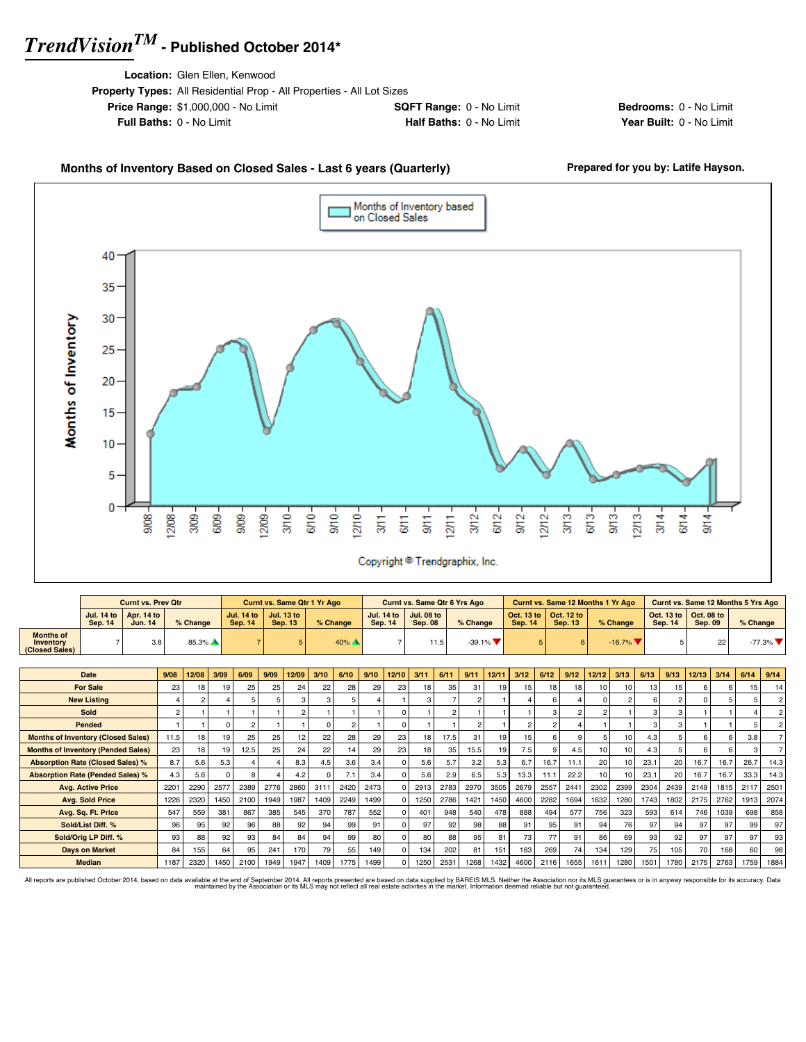# TrendVision$^{TM}$ - Published October 2014*

**Location:** Glen Ellen, Kenwood
**Property Types:** All Residential Prop - All Properties - All Lot Sizes
**Price Range:** $1,000,000 - No Limit
**SQFT Range:** 0 - No Limit
**Bedrooms:** 0 - No Limit
**Full Baths:** 0 - No Limit
**Half Baths:** 0 - No Limit
**Year Built:** 0 - No Limit

## Months of Inventory Based on Closed Sales - Last 6 years (Quarterly)

**Prepared for you by: Latife Hayson.**

Months of Inventory based on Closed Sales

Months of Inventory

40
35
30
25
20
15
10
5
0

9/08 12/08 3/09 6/09 9/09 12/09 3/10 6/10 9/10 12/10 3/11 6/11 9/11 12/11 3/12 6/12 9/12 12/12 3/13 6/13 9/13 12/13 3/14 6/14 9/14

Copyright © Trendgraphix, Inc.

| | Curnt vs. Prev Qtr | | | Curnt vs. Same Qtr 1 Yr Ago | | | Curnt vs. Same Qtr 6 Yrs Ago | | | Curnt vs. Same 12 Months 1 Yr Ago | | | Curnt vs. Same 12 Months 5 Yrs Ago | | |
|---|---|---|---|---|---|---|---|---|---|---|---|---|---|---|---|
| | Jul. 14 to Sep. 14 | Apr. 14 to Jun. 14 | % Change | Jul. 14 to Sep. 14 | Jul. 13 to Sep. 13 | % Change | Jul. 14 to Sep. 14 | Jul. 08 to Sep. 08 | % Change | Oct. 13 to Sep. 14 | Oct. 12 to Sep. 13 | % Change | Oct. 13 to Sep. 14 | Oct. 08 to Sep. 09 | % Change |
| Months of Inventory (Closed Sales) | 7 | 3.8 | 85.3% ▲ | 7 | 5 | 40% ▲ | 7 | 11.5 | -39.1% ▼ | 5 | 6 | -16.7% ▼ | 5 | 22 | -77.3% ▼ |

| Date | 9/08 | 12/08 | 3/09 | 6/09 | 9/09 | 12/09 | 3/10 | 6/10 | 9/10 | 12/10 | 3/11 | 6/11 | 9/11 | 12/11 | 3/12 | 6/12 | 9/12 | 12/12 | 3/13 | 6/13 | 9/13 | 12/13 | 3/14 | 6/14 | 9/14 |
|---|---|---|---|---|---|---|---|---|---|---|---|---|---|---|---|---|---|---|---|---|---|---|---|---|---|
| For Sale | 23 | 18 | 19 | 25 | 25 | 24 | 22 | 28 | 29 | 23 | 18 | 35 | 31 | 19 | 15 | 18 | 18 | 10 | 10 | 13 | 15 | 6 | 6 | 15 | 14 |
| New Listing | 4 | 2 | 4 | 5 | 5 | 3 | 3 | 5 | 4 | 1 | 3 | 7 | 2 | 1 | 4 | 6 | 4 | 0 | 2 | 6 | 2 | 0 | 5 | 5 | 2 |
| Sold | 2 | 1 | 1 | 1 | 1 | 2 | 1 | 1 | 1 | 0 | 1 | 2 | 1 | 1 | 1 | 3 | 2 | 2 | 1 | 3 | 3 | 1 | 1 | 4 | 2 |
| Pended | 1 | 1 | 0 | 2 | 1 | 1 | 0 | 2 | 1 | 0 | 1 | 1 | 2 | 1 | 2 | 2 | 4 | 1 | 1 | 3 | 3 | 1 | 1 | 5 | 2 |
| Months of Inventory (Closed Sales) | 11.5 | 18 | 19 | 25 | 25 | 12 | 22 | 28 | 29 | 23 | 18 | 17.5 | 31 | 19 | 15 | 6 | 9 | 5 | 10 | 4.3 | 5 | 6 | 6 | 3.8 | 7 |
| Months of Inventory (Pended Sales) | 23 | 18 | 19 | 12.5 | 25 | 24 | 22 | 14 | 29 | 23 | 18 | 35 | 15.5 | 19 | 7.5 | 9 | 4.5 | 10 | 10 | 4.3 | 5 | 6 | 6 | 3 | 7 |
| Absorption Rate (Closed Sales) % | 8.7 | 5.6 | 5.3 | 4 | 4 | 8.3 | 4.5 | 3.6 | 3.4 | 0 | 5.6 | 5.7 | 3.2 | 5.3 | 6.7 | 16.7 | 11.1 | 20 | 10 | 23.1 | 20 | 16.7 | 16.7 | 26.7 | 14.3 |
| Absorption Rate (Pended Sales) % | 4.3 | 5.6 | 0 | 8 | 4 | 4.2 | 0 | 7.1 | 3.4 | 0 | 5.6 | 2.9 | 6.5 | 5.3 | 13.3 | 11.1 | 22.2 | 10 | 10 | 23.1 | 20 | 16.7 | 16.7 | 33.3 | 14.3 |
| Avg. Active Price | 2201 | 2290 | 2577 | 2389 | 2776 | 2860 | 3111 | 2420 | 2473 | 0 | 2913 | 2783 | 2970 | 3505 | 2679 | 2557 | 2441 | 2302 | 2399 | 2304 | 2439 | 2149 | 1815 | 2117 | 2501 |
| Avg. Sold Price | 1226 | 2320 | 1450 | 2100 | 1949 | 1987 | 1409 | 2249 | 1499 | 0 | 1250 | 2786 | 1421 | 1450 | 4600 | 2282 | 1694 | 1632 | 1280 | 1743 | 1802 | 2175 | 2762 | 1913 | 2074 |
| Avg. Sq. Ft. Price | 547 | 559 | 381 | 867 | 385 | 545 | 370 | 787 | 552 | 0 | 401 | 948 | 540 | 478 | 888 | 494 | 577 | 756 | 323 | 593 | 614 | 746 | 1039 | 698 | 858 |
| Sold/List Diff. % | 96 | 95 | 92 | 96 | 88 | 92 | 94 | 99 | 91 | 0 | 97 | 92 | 98 | 88 | 91 | 95 | 91 | 94 | 76 | 97 | 94 | 97 | 97 | 99 | 97 |
| Sold/Orig LP Diff. % | 93 | 88 | 92 | 93 | 84 | 84 | 94 | 99 | 80 | 0 | 80 | 88 | 95 | 81 | 73 | 77 | 91 | 86 | 69 | 93 | 92 | 97 | 97 | 97 | 93 |
| Days on Market | 84 | 155 | 64 | 95 | 241 | 170 | 79 | 55 | 149 | 0 | 134 | 202 | 81 | 151 | 183 | 269 | 74 | 134 | 129 | 75 | 105 | 70 | 168 | 60 | 98 |
| Median | 1187 | 2320 | 1450 | 2100 | 1949 | 1947 | 1409 | 1775 | 1499 | 0 | 1250 | 2531 | 1268 | 1432 | 4600 | 2116 | 1655 | 1611 | 1280 | 1501 | 1780 | 2175 | 2763 | 1759 | 1884 |

All reports are published October 2014, based on data available at the end of September 2014. All reports presented are based on data supplied by BAREIS MLS. Neither the Association nor its MLS guarantees or is in anyway responsible for its accuracy. Data maintained by the Association or its MLS may not reflect all real estate activities in the market. Information deemed reliable but not guaranteed.